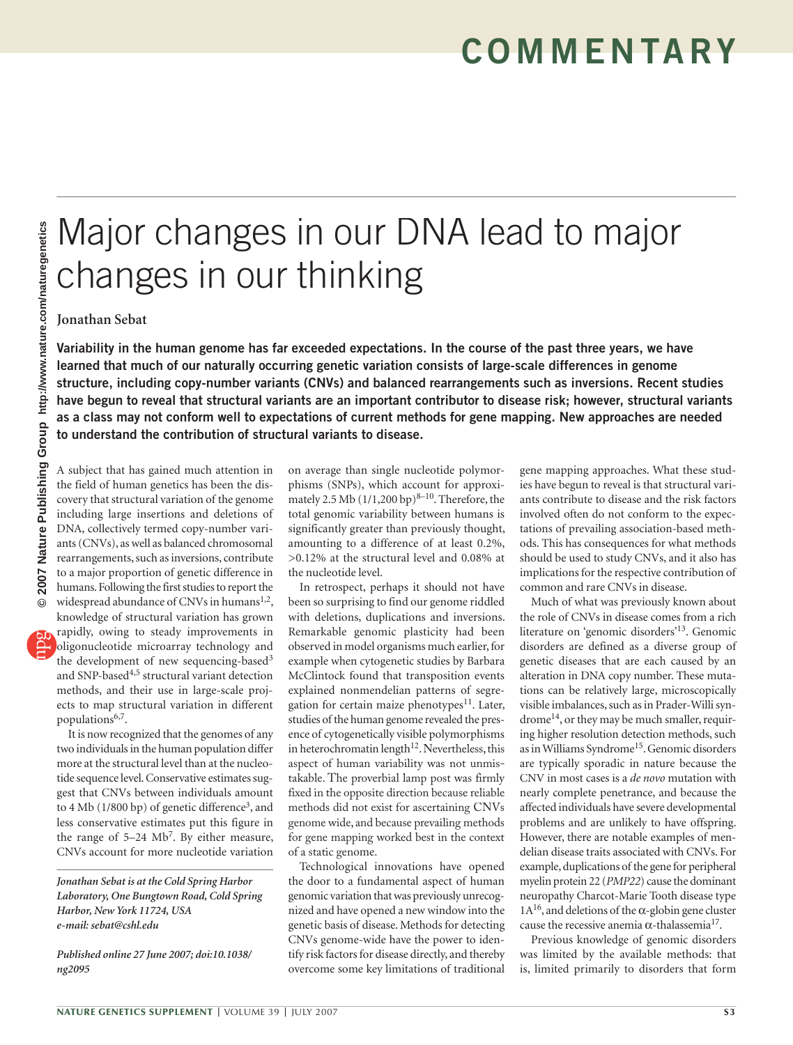# Major changes in our DNA lead to major changes in our thinking

**Jonathan Sebat**

**Variability in the human genome has far exceeded expectations. In the course of the past three years, we have learned that much of our naturally occurring genetic variation consists of large-scale differences in genome structure, including copy-number variants (CNVs) and balanced rearrangements such as inversions. Recent studies have begun to reveal that structural variants are an important contributor to disease risk; however, structural variants as a class may not conform well to expectations of current methods for gene mapping. New approaches are needed to understand the contribution of structural variants to disease.**

A subject that has gained much attention in the field of human genetics has been the discovery that structural variation of the genome including large insertions and deletions of DNA, collectively termed copy-number variants (CNVs), as well as balanced chromosomal rearrangements, such as inversions, contribute to a major proportion of genetic difference in humans. Following the first studies to report the widespread abundance of CNVs in humans[1,2], knowledge of structural variation has grown rapidly, owing to steady improvements in oligonucleotide microarray technology and the development of new sequencing-based[3] and SNP-based[4,5] structural variant detection methods, and their use in large-scale projects to map structural variation in different populations[6,7].

It is now recognized that the genomes of any two individuals in the human population differ more at the structural level than at the nucleotide sequence level. Conservative estimates suggest that CNVs between individuals amount to 4 Mb (1/800 bp) of genetic difference[3], and less conservative estimates put this figure in the range of 5–24 Mb[7]. By either measure, CNVs account for more nucleotide variation on average than single nucleotide polymorphisms (SNPs), which account for approximately 2.5 Mb (1/1,200 bp)[8–10]. Therefore, the total genomic variability between humans is significantly greater than previously thought, amounting to a difference of at least 0.2%, >0.12% at the structural level and 0.08% at the nucleotide level.

In retrospect, perhaps it should not have been so surprising to find our genome riddled with deletions, duplications and inversions. Remarkable genomic plasticity had been observed in model organisms much earlier, for example when cytogenetic studies by Barbara McClintock found that transposition events explained nonmendelian patterns of segregation for certain maize phenotypes[11]. Later, studies of the human genome revealed the presence of cytogenetically visible polymorphisms in heterochromatin length[12]. Nevertheless, this aspect of human variability was not unmistakable. The proverbial lamp post was firmly fixed in the opposite direction because reliable methods did not exist for ascertaining CNVs genome wide, and because prevailing methods for gene mapping worked best in the context of a static genome.

Technological innovations have opened the door to a fundamental aspect of human genomic variation that was previously unrecognized and have opened a new window into the genetic basis of disease. Methods for detecting CNVs genome-wide have the power to identify risk factors for disease directly, and thereby overcome some key limitations of traditional gene mapping approaches. What these studies have begun to reveal is that structural variants contribute to disease and the risk factors involved often do not conform to the expectations of prevailing association-based methods. This has consequences for what methods should be used to study CNVs, and it also has implications for the respective contribution of common and rare CNVs in disease.

Much of what was previously known about the role of CNVs in disease comes from a rich literature on 'genomic disorders'[13]. Genomic disorders are defined as a diverse group of genetic diseases that are each caused by an alteration in DNA copy number. These mutations can be relatively large, microscopically visible imbalances, such as in Prader-Willi syndrome[14], or they may be much smaller, requiring higher resolution detection methods, such as in Williams Syndrome[15]. Genomic disorders are typically sporadic in nature because the CNV in most cases is a *de novo* mutation with nearly complete penetrance, and because the affected individuals have severe developmental problems and are unlikely to have offspring. However, there are notable examples of mendelian disease traits associated with CNVs. For example, duplications of the gene for peripheral myelin protein 22 (*PMP22*) cause the dominant neuropathy Charcot-Marie Tooth disease type 1A[16], and deletions of the α-globin gene cluster cause the recessive anemia α-thalassemia[17].

Previous knowledge of genomic disorders was limited by the available methods: that is, limited primarily to disorders that form

*Jonathan Sebat is at the Cold Spring Harbor Laboratory, One Bungtown Road, Cold Spring Harbor, New York 11724, USA*
*e-mail: sebat@cshl.edu*

*Published online 27 June 2007; doi:10.1038/ng2095*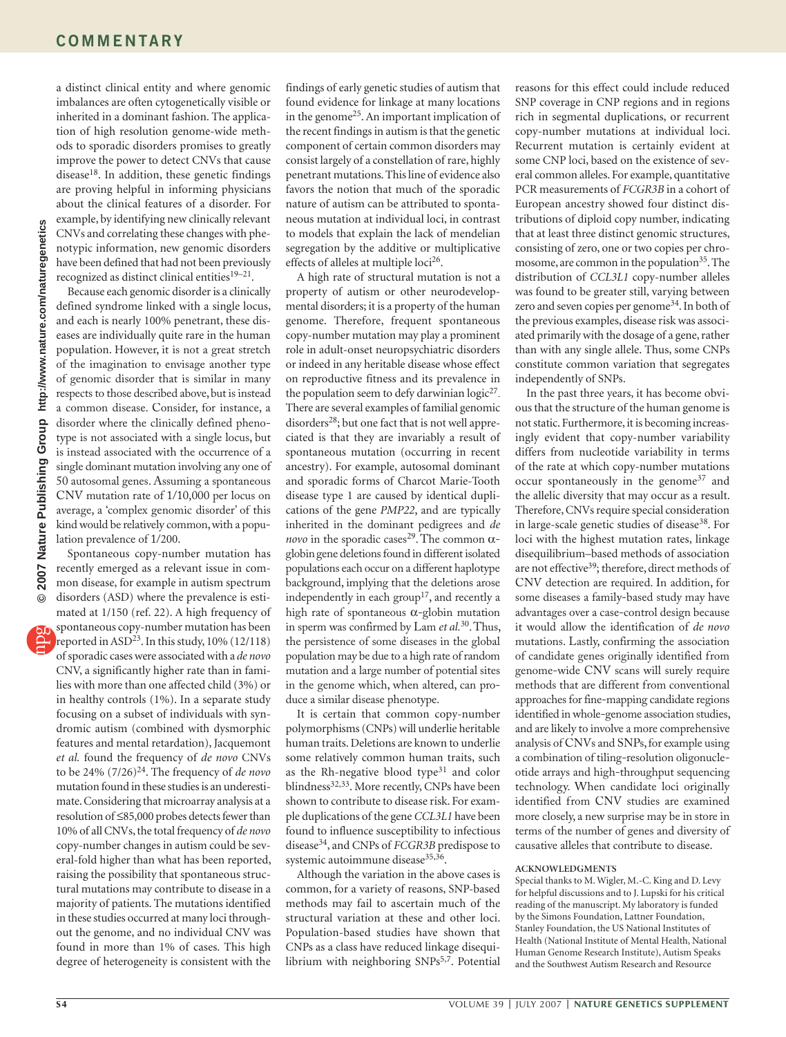a distinct clinical entity and where genomic imbalances are often cytogenetically visible or inherited in a dominant fashion. The application of high resolution genome-wide methods to sporadic disorders promises to greatly improve the power to detect CNVs that cause disease[18]. In addition, these genetic findings are proving helpful in informing physicians about the clinical features of a disorder. For example, by identifying new clinically relevant CNVs and correlating these changes with phenotypic information, new genomic disorders have been defined that had not been previously recognized as distinct clinical entities[19–21].

Because each genomic disorder is a clinically defined syndrome linked with a single locus, and each is nearly 100% penetrant, these diseases are individually quite rare in the human population. However, it is not a great stretch of the imagination to envisage another type of genomic disorder that is similar in many respects to those described above, but is instead a common disease. Consider, for instance, a disorder where the clinically defined phenotype is not associated with a single locus, but is instead associated with the occurrence of a single dominant mutation involving any one of 50 autosomal genes. Assuming a spontaneous CNV mutation rate of 1/10,000 per locus on average, a 'complex genomic disorder' of this kind would be relatively common, with a population prevalence of 1/200.

Spontaneous copy-number mutation has recently emerged as a relevant issue in common disease, for example in autism spectrum disorders (ASD) where the prevalence is estimated at 1/150 (ref. 22). A high frequency of spontaneous copy-number mutation has been reported in ASD[23]. In this study, 10% (12/118) of sporadic cases were associated with a *de novo* CNV, a significantly higher rate than in families with more than one affected child (3%) or in healthy controls (1%). In a separate study focusing on a subset of individuals with syndromic autism (combined with dysmorphic features and mental retardation), Jacquemont *et al.* found the frequency of *de novo* CNVs to be 24% (7/26)[24]. The frequency of *de novo* mutation found in these studies is an underestimate. Considering that microarray analysis at a resolution of ≤85,000 probes detects fewer than 10% of all CNVs, the total frequency of *de novo* copy-number changes in autism could be several-fold higher than what has been reported, raising the possibility that spontaneous structural mutations may contribute to disease in a majority of patients. The mutations identified in these studies occurred at many loci throughout the genome, and no individual CNV was found in more than 1% of cases. This high degree of heterogeneity is consistent with the findings of early genetic studies of autism that found evidence for linkage at many locations in the genome[25]. An important implication of the recent findings in autism is that the genetic component of certain common disorders may consist largely of a constellation of rare, highly penetrant mutations. This line of evidence also favors the notion that much of the sporadic nature of autism can be attributed to spontaneous mutation at individual loci, in contrast to models that explain the lack of mendelian segregation by the additive or multiplicative effects of alleles at multiple loci[26].

A high rate of structural mutation is not a property of autism or other neurodevelopmental disorders; it is a property of the human genome. Therefore, frequent spontaneous copy-number mutation may play a prominent role in adult-onset neuropsychiatric disorders or indeed in any heritable disease whose effect on reproductive fitness and its prevalence in the population seem to defy darwinian logic[27]. There are several examples of familial genomic disorders[28]; but one fact that is not well appreciated is that they are invariably a result of spontaneous mutation (occurring in recent ancestry). For example, autosomal dominant and sporadic forms of Charcot Marie-Tooth disease type 1 are caused by identical duplications of the gene *PMP22*, and are typically inherited in the dominant pedigrees and *de novo* in the sporadic cases[29]. The common α-globin gene deletions found in different isolated populations each occur on a different haplotype background, implying that the deletions arose independently in each group[17], and recently a high rate of spontaneous α-globin mutation in sperm was confirmed by Lam *et al.*[30]. Thus, the persistence of some diseases in the global population may be due to a high rate of random mutation and a large number of potential sites in the genome which, when altered, can produce a similar disease phenotype.

It is certain that common copy-number polymorphisms (CNPs) will underlie heritable human traits. Deletions are known to underlie some relatively common human traits, such as the Rh-negative blood type[31] and color blindness[32,33]. More recently, CNPs have been shown to contribute to disease risk. For example duplications of the gene *CCL3L1* have been found to influence susceptibility to infectious disease[34], and CNPs of *FCGR3B* predispose to systemic autoimmune disease[35,36].

Although the variation in the above cases is common, for a variety of reasons, SNP-based methods may fail to ascertain much of the structural variation at these and other loci. Population-based studies have shown that CNPs as a class have reduced linkage disequilibrium with neighboring SNPs[5,7]. Potential reasons for this effect could include reduced SNP coverage in CNP regions and in regions rich in segmental duplications, or recurrent copy-number mutations at individual loci. Recurrent mutation is certainly evident at some CNP loci, based on the existence of several common alleles. For example, quantitative PCR measurements of *FCGR3B* in a cohort of European ancestry showed four distinct distributions of diploid copy number, indicating that at least three distinct genomic structures, consisting of zero, one or two copies per chromosome, are common in the population[35]. The distribution of *CCL3L1* copy-number alleles was found to be greater still, varying between zero and seven copies per genome[34]. In both of the previous examples, disease risk was associated primarily with the dosage of a gene, rather than with any single allele. Thus, some CNPs constitute common variation that segregates independently of SNPs.

In the past three years, it has become obvious that the structure of the human genome is not static. Furthermore, it is becoming increasingly evident that copy-number variability differs from nucleotide variability in terms of the rate at which copy-number mutations occur spontaneously in the genome[37] and the allelic diversity that may occur as a result. Therefore, CNVs require special consideration in large-scale genetic studies of disease[38]. For loci with the highest mutation rates, linkage disequilibrium–based methods of association are not effective[39]; therefore, direct methods of CNV detection are required. In addition, for some diseases a family-based study may have advantages over a case-control design because it would allow the identification of *de novo* mutations. Lastly, confirming the association of candidate genes originally identified from genome-wide CNV scans will surely require methods that are different from conventional approaches for fine-mapping candidate regions identified in whole-genome association studies, and are likely to involve a more comprehensive analysis of CNVs and SNPs, for example using a combination of tiling-resolution oligonucleotide arrays and high-throughput sequencing technology. When candidate loci originally identified from CNV studies are examined more closely, a new surprise may be in store in terms of the number of genes and diversity of causative alleles that contribute to disease.

#### ACKNOWLEDGMENTS

Special thanks to M. Wigler, M.-C. King and D. Levy for helpful discussions and to J. Lupski for his critical reading of the manuscript. My laboratory is funded by the Simons Foundation, Lattner Foundation, Stanley Foundation, the US National Institutes of Health (National Institute of Mental Health, National Human Genome Research Institute), Autism Speaks and the Southwest Autism Research and Resource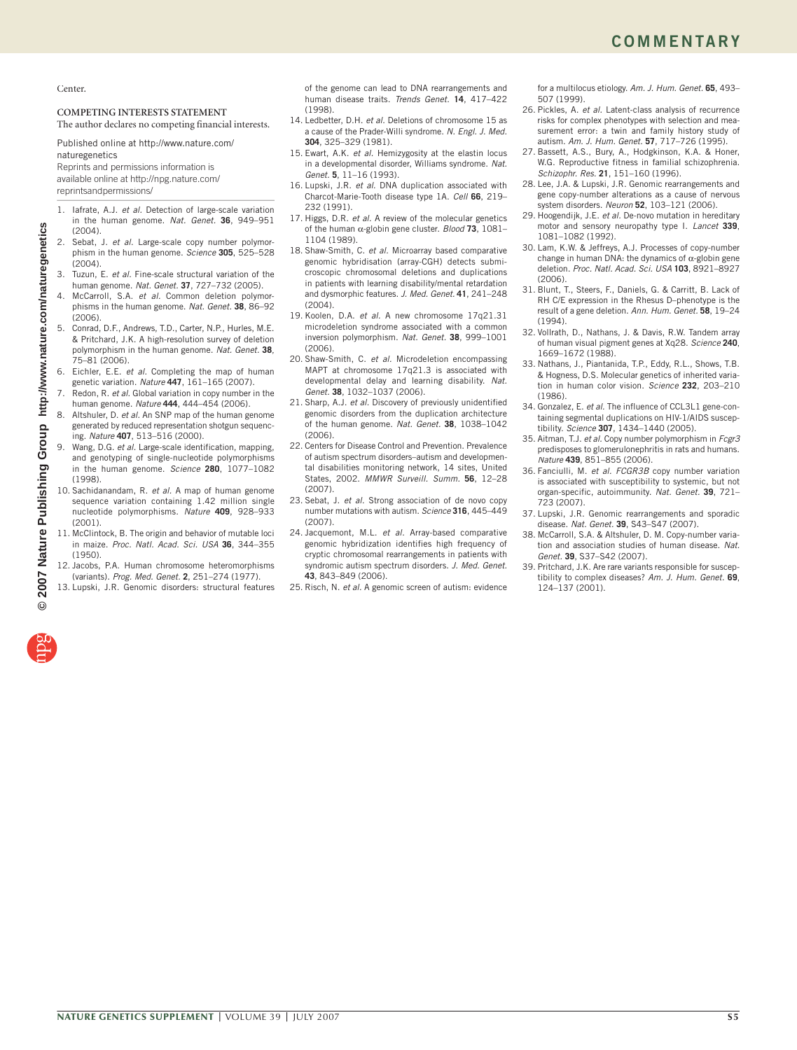Center.

## COMPETING INTERESTS STATEMENT

The author declares no competing financial interests.

Published online at http://www.nature.com/naturegenetics
Reprints and permissions information is available online at http://npg.nature.com/reprintsandpermissions/

1. Iafrate, A.J. *et al.* Detection of large-scale variation in the human genome. *Nat. Genet.* **36**, 949–951 (2004).
2. Sebat, J. *et al.* Large-scale copy number polymorphism in the human genome. *Science* **305**, 525–528 (2004).
3. Tuzun, E. *et al.* Fine-scale structural variation of the human genome. *Nat. Genet.* **37**, 727–732 (2005).
4. McCarroll, S.A. *et al.* Common deletion polymorphisms in the human genome. *Nat. Genet.* **38**, 86–92 (2006).
5. Conrad, D.F., Andrews, T.D., Carter, N.P., Hurles, M.E. & Pritchard, J.K. A high-resolution survey of deletion polymorphism in the human genome. *Nat. Genet.* **38**, 75–81 (2006).
6. Eichler, E.E. *et al.* Completing the map of human genetic variation. *Nature* **447**, 161–165 (2007).
7. Redon, R. *et al.* Global variation in copy number in the human genome. *Nature* **444**, 444–454 (2006).
8. Altshuler, D. *et al.* An SNP map of the human genome generated by reduced representation shotgun sequencing. *Nature* **407**, 513–516 (2000).
9. Wang, D.G. *et al.* Large-scale identification, mapping, and genotyping of single-nucleotide polymorphisms in the human genome. *Science* **280**, 1077–1082 (1998).
10. Sachidanandam, R. *et al.* A map of human genome sequence variation containing 1.42 million single nucleotide polymorphisms. *Nature* **409**, 928–933 (2001).
11. McClintock, B. The origin and behavior of mutable loci in maize. *Proc. Natl. Acad. Sci. USA* **36**, 344–355 (1950).
12. Jacobs, P.A. Human chromosome heteromorphisms (variants). *Prog. Med. Genet.* **2**, 251–274 (1977).
13. Lupski, J.R. Genomic disorders: structural features of the genome can lead to DNA rearrangements and human disease traits. *Trends Genet.* **14**, 417–422 (1998).
14. Ledbetter, D.H. *et al.* Deletions of chromosome 15 as a cause of the Prader-Willi syndrome. *N. Engl. J. Med.* **304**, 325–329 (1981).
15. Ewart, A.K. *et al.* Hemizygosity at the elastin locus in a developmental disorder, Williams syndrome. *Nat. Genet.* **5**, 11–16 (1993).
16. Lupski, J.R. *et al.* DNA duplication associated with Charcot-Marie-Tooth disease type 1A. *Cell* **66**, 219–232 (1991).
17. Higgs, D.R. *et al.* A review of the molecular genetics of the human α-globin gene cluster. *Blood* **73**, 1081–1104 (1989).
18. Shaw-Smith, C. *et al.* Microarray based comparative genomic hybridisation (array-CGH) detects submicroscopic chromosomal deletions and duplications in patients with learning disability/mental retardation and dysmorphic features. *J. Med. Genet.* **41**, 241–248 (2004).
19. Koolen, D.A. *et al.* A new chromosome 17q21.31 microdeletion syndrome associated with a common inversion polymorphism. *Nat. Genet.* **38**, 999–1001 (2006).
20. Shaw-Smith, C. *et al.* Microdeletion encompassing MAPT at chromosome 17q21.3 is associated with developmental delay and learning disability. *Nat. Genet.* **38**, 1032–1037 (2006).
21. Sharp, A.J. *et al.* Discovery of previously unidentified genomic disorders from the duplication architecture of the human genome. *Nat. Genet.* **38**, 1038–1042 (2006).
22. Centers for Disease Control and Prevention. Prevalence of autism spectrum disorders–autism and developmental disabilities monitoring network, 14 sites, United States, 2002. *MMWR Surveill. Summ.* **56**, 12–28 (2007).
23. Sebat, J. *et al.* Strong association of de novo copy number mutations with autism. *Science* **316**, 445–449 (2007).
24. Jacquemont, M.L. *et al.* Array-based comparative genomic hybridization identifies high frequency of cryptic chromosomal rearrangements in patients with syndromic autism spectrum disorders. *J. Med. Genet.* **43**, 843–849 (2006).
25. Risch, N. *et al.* A genomic screen of autism: evidence for a multilocus etiology. *Am. J. Hum. Genet.* **65**, 493–507 (1999).
26. Pickles, A. *et al.* Latent-class analysis of recurrence risks for complex phenotypes with selection and measurement error: a twin and family history study of autism. *Am. J. Hum. Genet.* **57**, 717–726 (1995).
27. Bassett, A.S., Bury, A., Hodgkinson, K.A. & Honer, W.G. Reproductive fitness in familial schizophrenia. *Schizophr. Res.* **21**, 151–160 (1996).
28. Lee, J.A. & Lupski, J.R. Genomic rearrangements and gene copy-number alterations as a cause of nervous system disorders. *Neuron* **52**, 103–121 (2006).
29. Hoogendijk, J.E. *et al.* De-novo mutation in hereditary motor and sensory neuropathy type I. *Lancet* **339**, 1081–1082 (1992).
30. Lam, K.W. & Jeffreys, A.J. Processes of copy-number change in human DNA: the dynamics of α-globin gene deletion. *Proc. Natl. Acad. Sci. USA* **103**, 8921–8927 (2006).
31. Blunt, T., Steers, F., Daniels, G. & Carritt, B. Lack of RH C/E expression in the Rhesus D–phenotype is the result of a gene deletion. *Ann. Hum. Genet.* **58**, 19–24 (1994).
32. Vollrath, D., Nathans, J. & Davis, R.W. Tandem array of human visual pigment genes at Xq28. *Science* **240**, 1669–1672 (1988).
33. Nathans, J., Piantanida, T.P., Eddy, R.L., Shows, T.B. & Hogness, D.S. Molecular genetics of inherited variation in human color vision. *Science* **232**, 203–210 (1986).
34. Gonzalez, E. *et al.* The influence of CCL3L1 gene-containing segmental duplications on HIV-1/AIDS susceptibility. *Science* **307**, 1434–1440 (2005).
35. Aitman, T.J. *et al.* Copy number polymorphism in *Fcgr3* predisposes to glomerulonephritis in rats and humans. *Nature* **439**, 851–855 (2006).
36. Fanciulli, M. *et al.* *FCGR3B* copy number variation is associated with susceptibility to systemic, but not organ-specific, autoimmunity. *Nat. Genet.* **39**, 721–723 (2007).
37. Lupski, J.R. Genomic rearrangements and sporadic disease. *Nat. Genet.* **39**, S43–S47 (2007).
38. McCarroll, S.A. & Altshuler, D. M. Copy-number variation and association studies of human disease. *Nat. Genet.* **39**, S37–S42 (2007).
39. Pritchard, J.K. Are rare variants responsible for susceptibility to complex diseases? *Am. J. Hum. Genet.* **69**, 124–137 (2001).